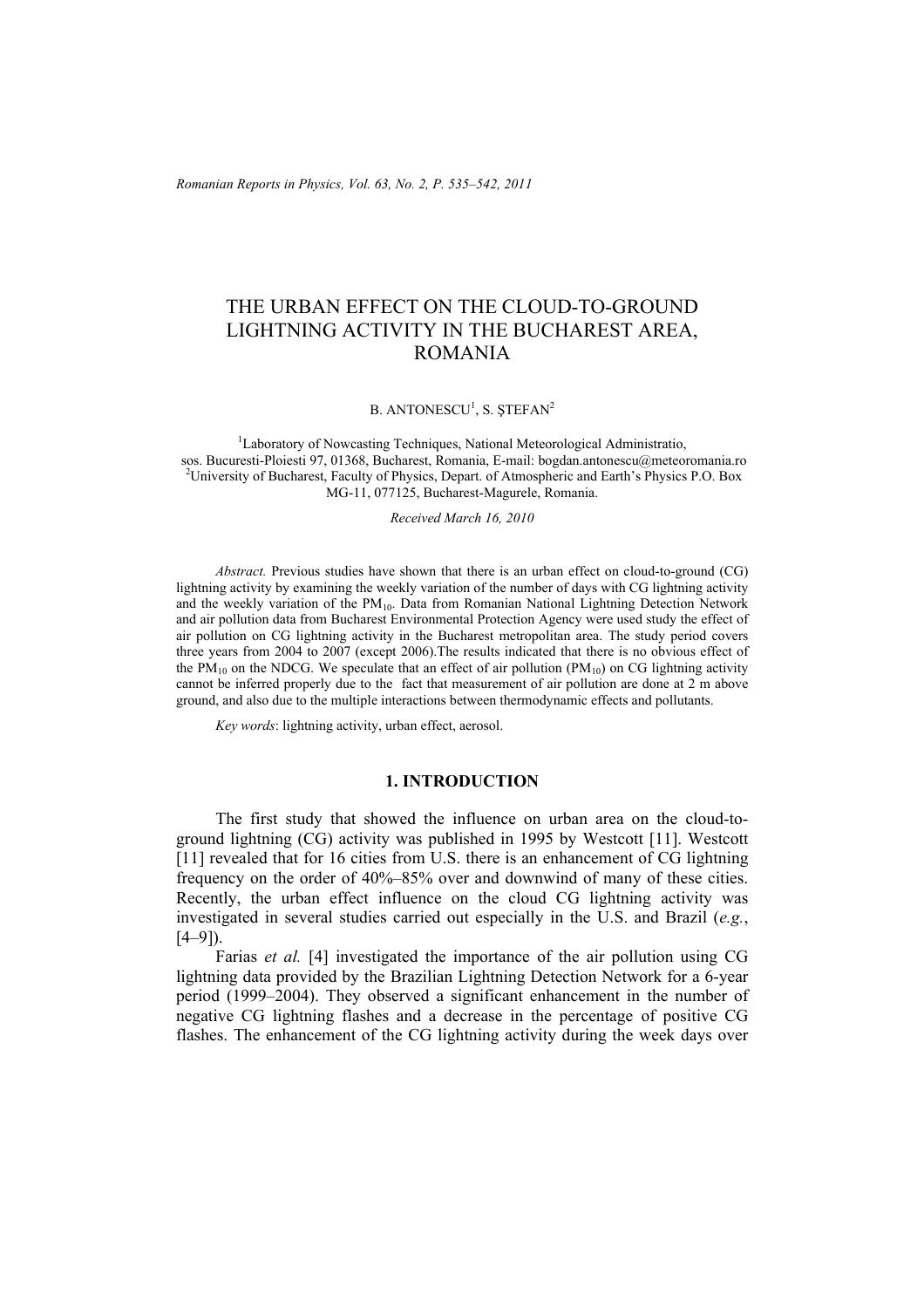# THE URBAN EFFECT ON THE CLOUD-TO-GROUND LIGHTNING ACTIVITY IN THE BUCHAREST AREA, ROMANIA

B. ANTONESCU[1], S. ŞTEFAN[2]

[1]Laboratory of Nowcasting Techniques, National Meteorological Administratio, sos. Bucuresti-Ploiesti 97, 01368, Bucharest, Romania, E-mail: bogdan.antonescu@meteoromania.ro
[2]University of Bucharest, Faculty of Physics, Depart. of Atmospheric and Earth's Physics P.O. Box MG-11, 077125, Bucharest-Magurele, Romania.

*Received March 16, 2010*

*Abstract.* Previous studies have shown that there is an urban effect on cloud-to-ground (CG) lightning activity by examining the weekly variation of the number of days with CG lightning activity and the weekly variation of the $PM_{10}$. Data from Romanian National Lightning Detection Network and air pollution data from Bucharest Environmental Protection Agency were used study the effect of air pollution on CG lightning activity in the Bucharest metropolitan area. The study period covers three years from 2004 to 2007 (except 2006).The results indicated that there is no obvious effect of the $PM_{10}$ on the NDCG. We speculate that an effect of air pollution ($PM_{10}$) on CG lightning activity cannot be inferred properly due to the fact that measurement of air pollution are done at 2 m above ground, and also due to the multiple interactions between thermodynamic effects and pollutants.

*Key words*: lightning activity, urban effect, aerosol.

## 1. INTRODUCTION

The first study that showed the influence on urban area on the cloud-to-ground lightning (CG) activity was published in 1995 by Westcott [11]. Westcott [11] revealed that for 16 cities from U.S. there is an enhancement of CG lightning frequency on the order of 40%–85% over and downwind of many of these cities. Recently, the urban effect influence on the cloud CG lightning activity was investigated in several studies carried out especially in the U.S. and Brazil (*e.g.*, [4–9]).

Farias *et al.* [4] investigated the importance of the air pollution using CG lightning data provided by the Brazilian Lightning Detection Network for a 6-year period (1999–2004). They observed a significant enhancement in the number of negative CG lightning flashes and a decrease in the percentage of positive CG flashes. The enhancement of the CG lightning activity during the week days over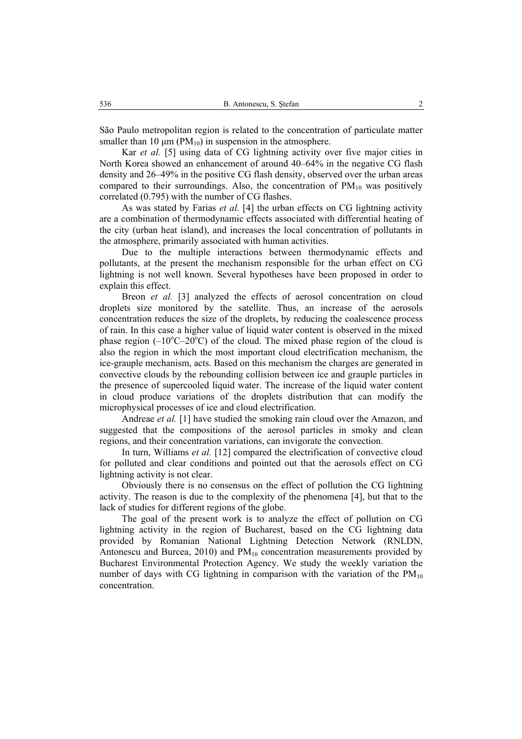São Paulo metropolitan region is related to the concentration of particulate matter smaller than 10 μm ($PM_{10}$) in suspension in the atmosphere.

Kar *et al.* [5] using data of CG lightning activity over five major cities in North Korea showed an enhancement of around 40–64% in the negative CG flash density and 26–49% in the positive CG flash density, observed over the urban areas compared to their surroundings. Also, the concentration of $PM_{10}$ was positively correlated (0.795) with the number of CG flashes.

As was stated by Farias *et al.* [4] the urban effects on CG lightning activity are a combination of thermodynamic effects associated with differential heating of the city (urban heat island), and increases the local concentration of pollutants in the atmosphere, primarily associated with human activities.

Due to the multiple interactions between thermodynamic effects and pollutants, at the present the mechanism responsible for the urban effect on CG lightning is not well known. Several hypotheses have been proposed in order to explain this effect.

Breon *et al.* [3] analyzed the effects of aerosol concentration on cloud droplets size monitored by the satellite. Thus, an increase of the aerosols concentration reduces the size of the droplets, by reducing the coalescence process of rain. In this case a higher value of liquid water content is observed in the mixed phase region ($-10^{o}C$–$20^{o}C$) of the cloud. The mixed phase region of the cloud is also the region in which the most important cloud electrification mechanism, the ice-graupel mechanism, acts. Based on this mechanism the charges are generated in convective clouds by the rebounding collision between ice and graupel particles in the presence of supercooled liquid water. The increase of the liquid water content in cloud produce variations of the droplets distribution that can modify the microphysical processes of ice and cloud electrification.

Andreae *et al.* [1] have studied the smoking rain cloud over the Amazon, and suggested that the compositions of the aerosol particles in smoky and clean regions, and their concentration variations, can invigorate the convection.

In turn, Williams *et al.* [12] compared the electrification of convective cloud for polluted and clear conditions and pointed out that the aerosols effect on CG lightning activity is not clear.

Obviously there is no consensus on the effect of pollution the CG lightning activity. The reason is due to the complexity of the phenomena [4], but that to the lack of studies for different regions of the globe.

The goal of the present work is to analyze the effect of pollution on CG lightning activity in the region of Bucharest, based on the CG lightning data provided by Romanian National Lightning Detection Network (RNLDN, Antonescu and Burcea, 2010) and $PM_{10}$ concentration measurements provided by Bucharest Environmental Protection Agency. We study the weekly variation the number of days with CG lightning in comparison with the variation of the $PM_{10}$ concentration.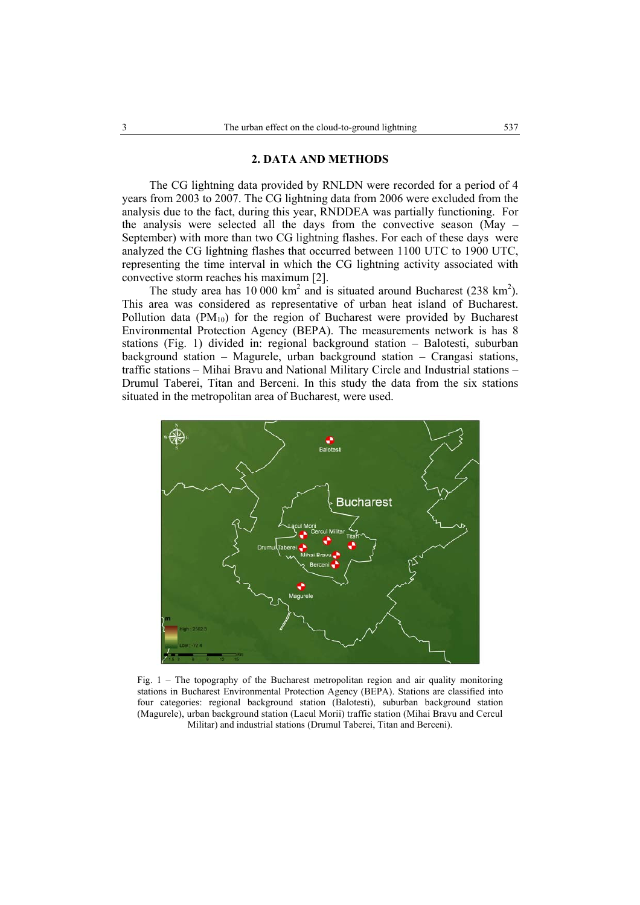## 2. DATA AND METHODS

The CG lightning data provided by RNLDN were recorded for a period of 4 years from 2003 to 2007. The CG lightning data from 2006 were excluded from the analysis due to the fact, during this year, RNDDEA was partially functioning. For the analysis were selected all the days from the convective season (May – September) with more than two CG lightning flashes. For each of these days were analyzed the CG lightning flashes that occurred between 1100 UTC to 1900 UTC, representing the time interval in which the CG lightning activity associated with convective storm reaches his maximum [2].

The study area has 10 000 $km^2$ and is situated around Bucharest (238 $km^2$). This area was considered as representative of urban heat island of Bucharest. Pollution data ($PM_{10}$) for the region of Bucharest were provided by Bucharest Environmental Protection Agency (BEPA). The measurements network is has 8 stations (Fig. 1) divided in: regional background station – Balotesti, suburban background station – Magurele, urban background station – Crangasi stations, traffic stations – Mihai Bravu and National Military Circle and Industrial stations – Drumul Taberei, Titan and Berceni. In this study the data from the six stations situated in the metropolitan area of Bucharest, were used.

Fig. 1 – The topography of the Bucharest metropolitan region and air quality monitoring stations in Bucharest Environmental Protection Agency (BEPA). Stations are classified into four categories: regional background station (Balotesti), suburban background station (Magurele), urban background station (Lacul Morii) traffic station (Mihai Bravu and Cercul Militar) and industrial stations (Drumul Taberei, Titan and Berceni).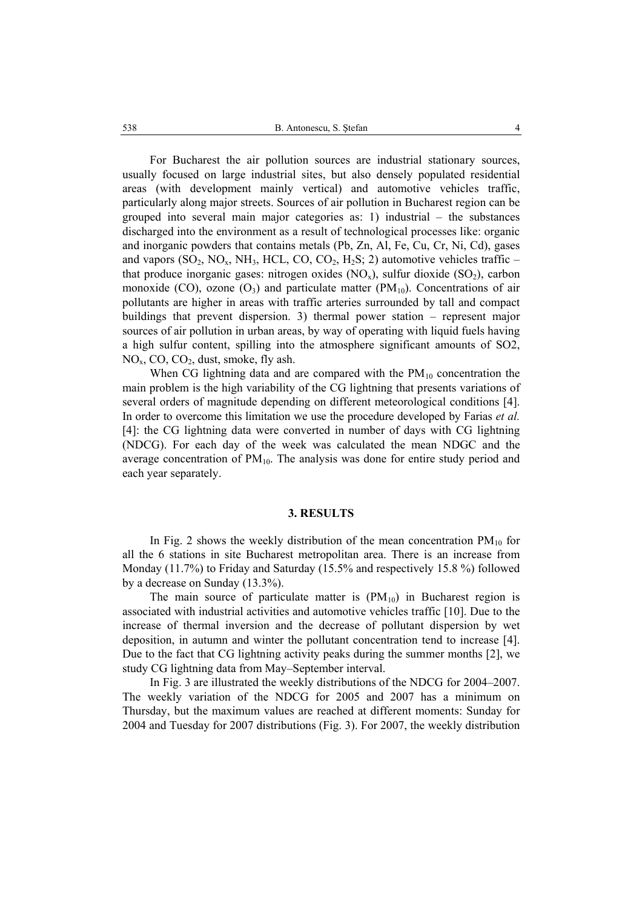For Bucharest the air pollution sources are industrial stationary sources, usually focused on large industrial sites, but also densely populated residential areas (with development mainly vertical) and automotive vehicles traffic, particularly along major streets. Sources of air pollution in Bucharest region can be grouped into several main major categories as: 1) industrial – the substances discharged into the environment as a result of technological processes like: organic and inorganic powders that contains metals (Pb, Zn, Al, Fe, Cu, Cr, Ni, Cd), gases and vapors ($SO_2$, $NO_x$, $NH_3$, HCL, CO, $CO_2$, $H_2S$; 2) automotive vehicles traffic – that produce inorganic gases: nitrogen oxides ($NO_x$), sulfur dioxide ($SO_2$), carbon monoxide (CO), ozone ($O_3$) and particulate matter ($PM_{10}$). Concentrations of air pollutants are higher in areas with traffic arteries surrounded by tall and compact buildings that prevent dispersion. 3) thermal power station – represent major sources of air pollution in urban areas, by way of operating with liquid fuels having a high sulfur content, spilling into the atmosphere significant amounts of SO2, $NO_x$, CO, $CO_2$, dust, smoke, fly ash.

When CG lightning data and are compared with the $PM_{10}$ concentration the main problem is the high variability of the CG lightning that presents variations of several orders of magnitude depending on different meteorological conditions [4]. In order to overcome this limitation we use the procedure developed by Farias *et al.* [4]: the CG lightning data were converted in number of days with CG lightning (NDCG). For each day of the week was calculated the mean NDGC and the average concentration of $PM_{10}$. The analysis was done for entire study period and each year separately.

## 3. RESULTS

In Fig. 2 shows the weekly distribution of the mean concentration $PM_{10}$ for all the 6 stations in site Bucharest metropolitan area. There is an increase from Monday (11.7%) to Friday and Saturday (15.5% and respectively 15.8 %) followed by a decrease on Sunday (13.3%).

The main source of particulate matter is ($PM_{10}$) in Bucharest region is associated with industrial activities and automotive vehicles traffic [10]. Due to the increase of thermal inversion and the decrease of pollutant dispersion by wet deposition, in autumn and winter the pollutant concentration tend to increase [4]. Due to the fact that CG lightning activity peaks during the summer months [2], we study CG lightning data from May–September interval.

In Fig. 3 are illustrated the weekly distributions of the NDCG for 2004–2007. The weekly variation of the NDCG for 2005 and 2007 has a minimum on Thursday, but the maximum values are reached at different moments: Sunday for 2004 and Tuesday for 2007 distributions (Fig. 3). For 2007, the weekly distribution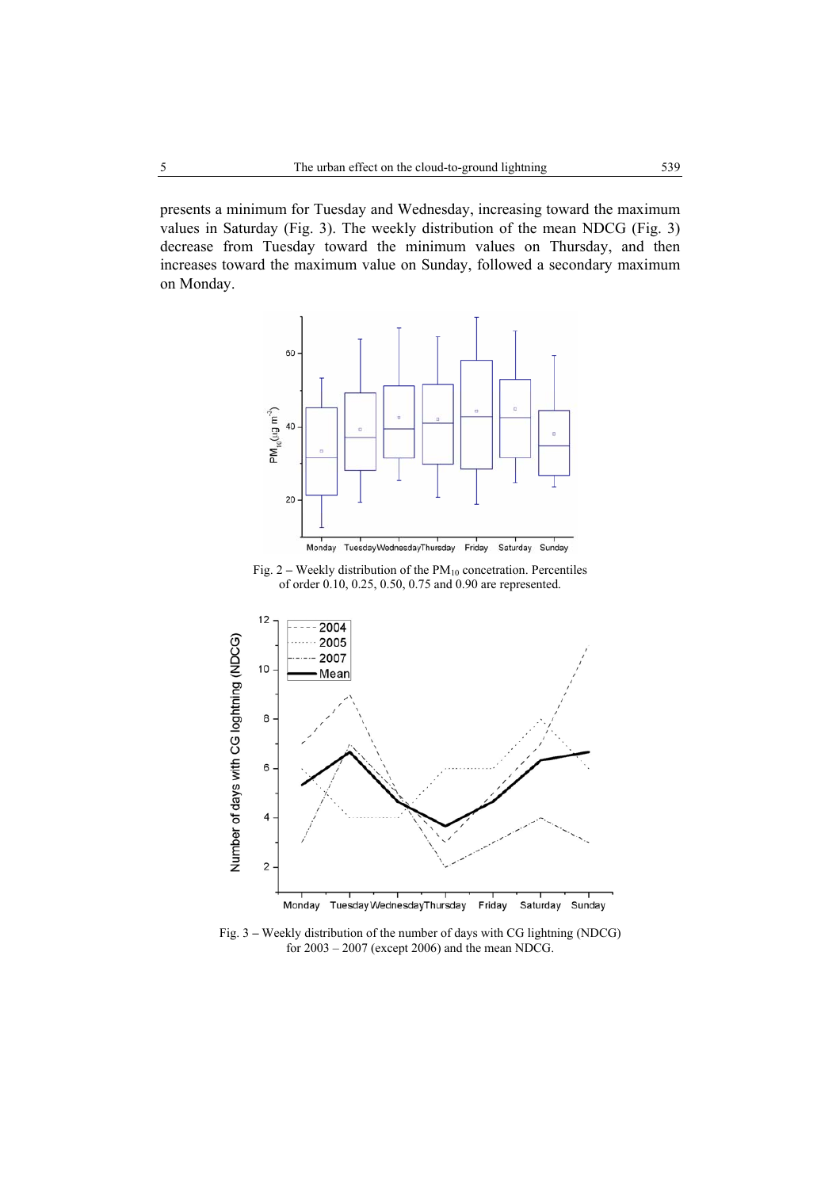presents a minimum for Tuesday and Wednesday, increasing toward the maximum values in Saturday (Fig. 3). The weekly distribution of the mean NDCG (Fig. 3) decrease from Tuesday toward the minimum values on Thursday, and then increases toward the maximum value on Sunday, followed a secondary maximum on Monday.

Fig. 2 – Weekly distribution of the $PM_{10}$ concetration. Percentiles of order 0.10, 0.25, 0.50, 0.75 and 0.90 are represented.

Fig. 3 – Weekly distribution of the number of days with CG lightning (NDCG) for 2003 – 2007 (except 2006) and the mean NDCG.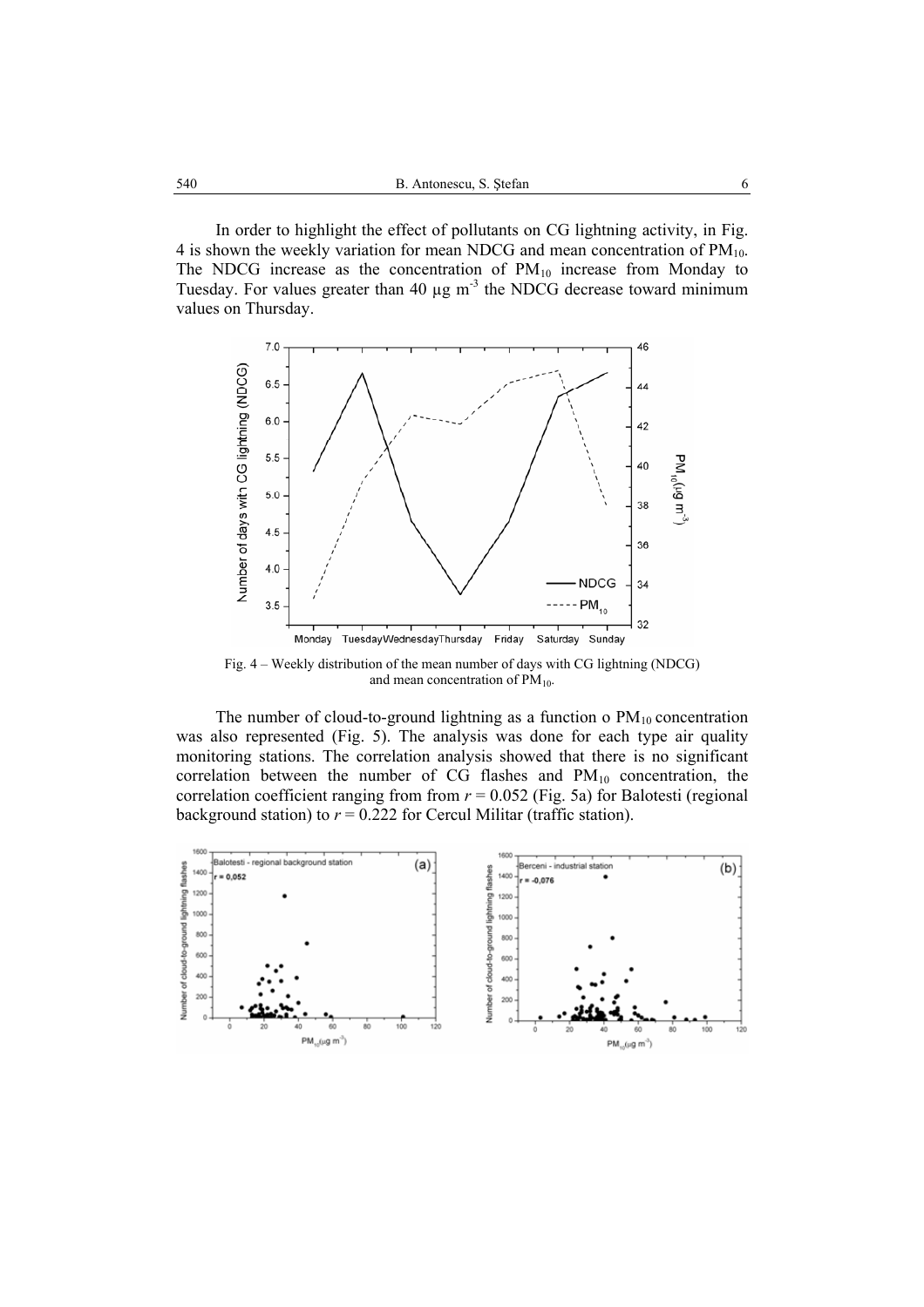In order to highlight the effect of pollutants on CG lightning activity, in Fig. 4 is shown the weekly variation for mean NDCG and mean concentration of $PM_{10}$. The NDCG increase as the concentration of $PM_{10}$ increase from Monday to Tuesday. For values greater than 40 μg $m^{-3}$ the NDCG decrease toward minimum values on Thursday.

Fig. 4 – Weekly distribution of the mean number of days with CG lightning (NDCG) and mean concentration of $PM_{10}$.

The number of cloud-to-ground lightning as a function o $PM_{10}$ concentration was also represented (Fig. 5). The analysis was done for each type air quality monitoring stations. The correlation analysis showed that there is no significant correlation between the number of CG flashes and $PM_{10}$ concentration, the correlation coefficient ranging from from $r = 0.052$ (Fig. 5a) for Balotesti (regional background station) to $r = 0.222$ for Cercul Militar (traffic station).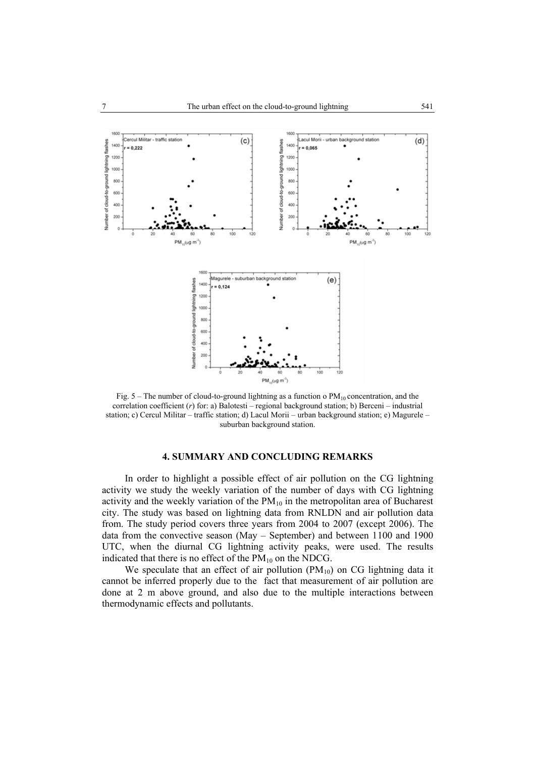Fig. 5 – The number of cloud-to-ground lightning as a function o $PM_{10}$ concentration, and the correlation coefficient (*r*) for: a) Balotesti – regional background station; b) Berceni – industrial station; c) Cercul Militar – traffic station; d) Lacul Morii – urban background station; e) Magurele – suburban background station.

## 4. SUMMARY AND CONCLUDING REMARKS

In order to highlight a possible effect of air pollution on the CG lightning activity we study the weekly variation of the number of days with CG lightning activity and the weekly variation of the $PM_{10}$ in the metropolitan area of Bucharest city. The study was based on lightning data from RNLDN and air pollution data from. The study period covers three years from 2004 to 2007 (except 2006). The data from the convective season (May – September) and between 1100 and 1900 UTC, when the diurnal CG lightning activity peaks, were used. The results indicated that there is no effect of the $PM_{10}$ on the NDCG.

We speculate that an effect of air pollution ($PM_{10}$) on CG lightning data it cannot be inferred properly due to the fact that measurement of air pollution are done at 2 m above ground, and also due to the multiple interactions between thermodynamic effects and pollutants.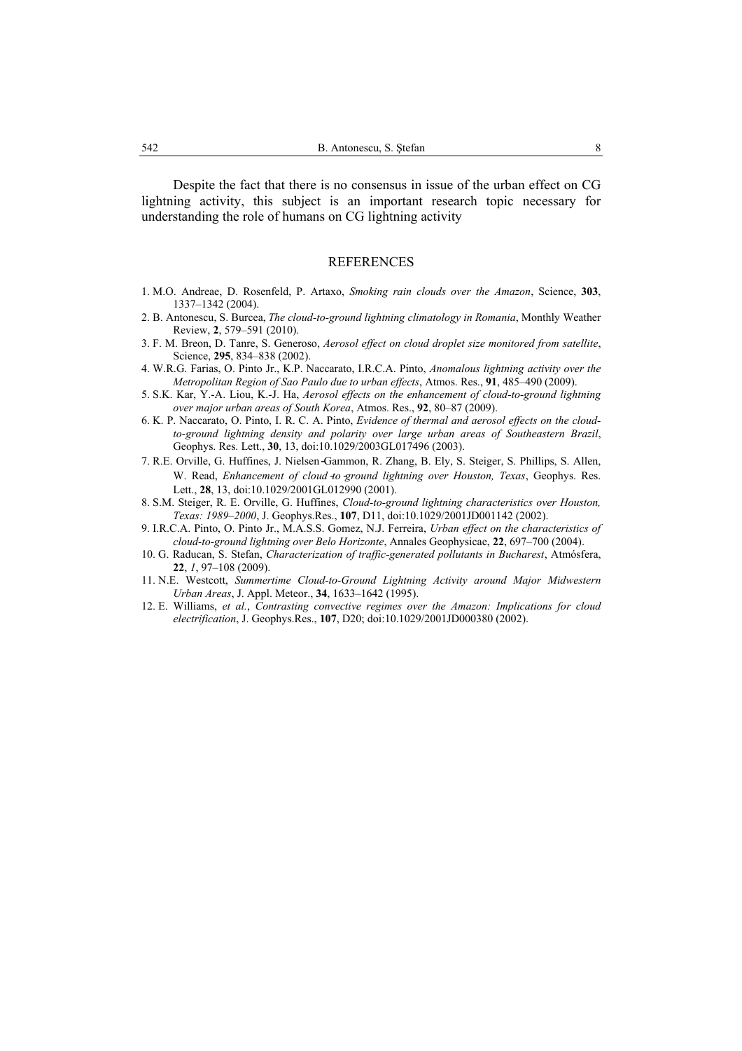Despite the fact that there is no consensus in issue of the urban effect on CG lightning activity, this subject is an important research topic necessary for understanding the role of humans on CG lightning activity

## REFERENCES

1. M.O. Andreae, D. Rosenfeld, P. Artaxo, *Smoking rain clouds over the Amazon*, Science, **303**, 1337–1342 (2004).
2. B. Antonescu, S. Burcea, *The cloud-to-ground lightning climatology in Romania*, Monthly Weather Review, **2**, 579–591 (2010).
3. F. M. Breon, D. Tanre, S. Generoso, *Aerosol effect on cloud droplet size monitored from satellite*, Science, **295**, 834–838 (2002).
4. W.R.G. Farias, O. Pinto Jr., K.P. Naccarato, I.R.C.A. Pinto, *Anomalous lightning activity over the Metropolitan Region of Sao Paulo due to urban effects*, Atmos. Res., **91**, 485–490 (2009).
5. S.K. Kar, Y.-A. Liou, K.-J. Ha, *Aerosol effects on the enhancement of cloud-to-ground lightning over major urban areas of South Korea*, Atmos. Res., **92**, 80–87 (2009).
6. K. P. Naccarato, O. Pinto, I. R. C. A. Pinto, *Evidence of thermal and aerosol effects on the cloud-to-ground lightning density and polarity over large urban areas of Southeastern Brazil*, Geophys. Res. Lett., **30**, 13, doi:10.1029/2003GL017496 (2003).
7. R.E. Orville, G. Huffines, J. Nielsen-Gammon, R. Zhang, B. Ely, S. Steiger, S. Phillips, S. Allen, W. Read, *Enhancement of cloud-to-ground lightning over Houston, Texas*, Geophys. Res. Lett., **28**, 13, doi:10.1029/2001GL012990 (2001).
8. S.M. Steiger, R. E. Orville, G. Huffines, *Cloud-to-ground lightning characteristics over Houston, Texas: 1989–2000*, J. Geophys.Res., **107**, D11, doi:10.1029/2001JD001142 (2002).
9. I.R.C.A. Pinto, O. Pinto Jr., M.A.S.S. Gomez, N.J. Ferreira, *Urban effect on the characteristics of cloud-to-ground lightning over Belo Horizonte*, Annales Geophysicae, **22**, 697–700 (2004).
10. G. Raducan, S. Stefan, *Characterization of traffic-generated pollutants in Bucharest*, Atmósfera, **22**, *1*, 97–108 (2009).
11. N.E. Westcott, *Summertime Cloud-to-Ground Lightning Activity around Major Midwestern Urban Areas*, J. Appl. Meteor., **34**, 1633–1642 (1995).
12. E. Williams, *et al.*, *Contrasting convective regimes over the Amazon: Implications for cloud electrification*, J. Geophys.Res., **107**, D20; doi:10.1029/2001JD000380 (2002).